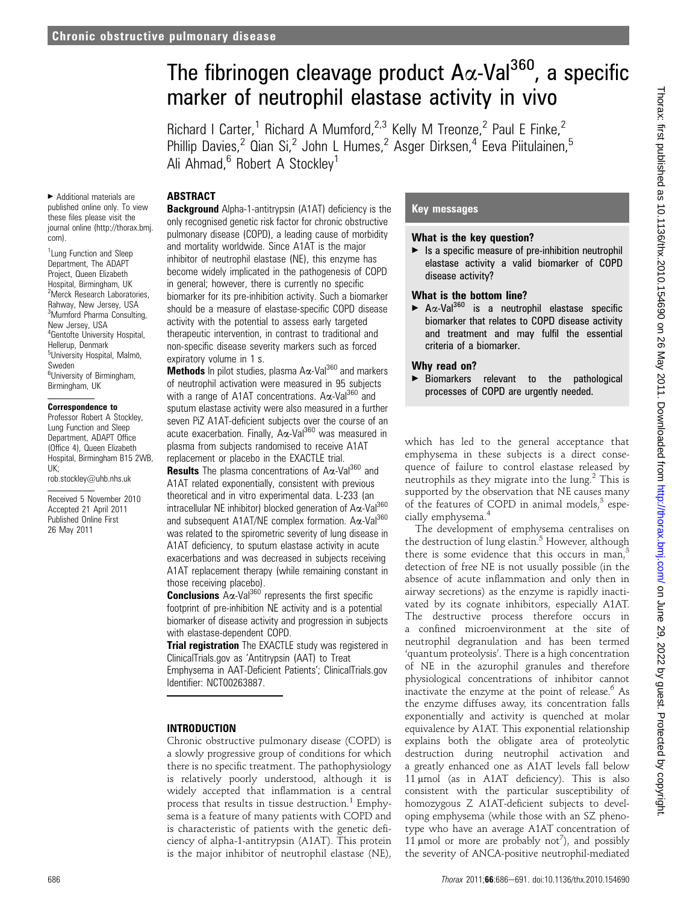# The fibrinogen cleavage product Aα-Val$^{360}$, a specific marker of neutrophil elastase activity in vivo

Richard I Carter,[1] Richard A Mumford,[2,3] Kelly M Treonze,[2] Paul E Finke,[2] Phillip Davies,[2] Qian Si,[2] John L Humes,[2] Asger Dirksen,[4] Eeva Piitulainen,[5] Ali Ahmad,[6] Robert A Stockley[1]

► Additional materials are published online only. To view these files please visit the journal online (http://thorax.bmj.com).

[1]Lung Function and Sleep Department, The ADAPT Project, Queen Elizabeth Hospital, Birmingham, UK
[2]Merck Research Laboratories, Rahway, New Jersey, USA
[3]Mumford Pharma Consulting, New Jersey, USA
[4]Gentofte University Hospital, Hellerup, Denmark
[5]University Hospital, Malmö, Sweden
[6]University of Birmingham, Birmingham, UK

**Correspondence to**
Professor Robert A Stockley, Lung Function and Sleep Department, ADAPT Office (Office 4), Queen Elizabeth Hospital, Birmingham B15 2WB, UK; rob.stockley@uhb.nhs.uk

Received 5 November 2010
Accepted 21 April 2011
Published Online First 26 May 2011

## ABSTRACT

**Background** Alpha-1-antitrypsin (A1AT) deficiency is the only recognised genetic risk factor for chronic obstructive pulmonary disease (COPD), a leading cause of morbidity and mortality worldwide. Since A1AT is the major inhibitor of neutrophil elastase (NE), this enzyme has become widely implicated in the pathogenesis of COPD in general; however, there is currently no specific biomarker for its pre-inhibition activity. Such a biomarker should be a measure of elastase-specific COPD disease activity with the potential to assess early targeted therapeutic intervention, in contrast to traditional and non-specific disease severity markers such as forced expiratory volume in 1 s.

**Methods** In pilot studies, plasma Aα-Val$^{360}$ and markers of neutrophil activation were measured in 95 subjects with a range of A1AT concentrations. Aα-Val$^{360}$ and sputum elastase activity were also measured in a further seven PiZ A1AT-deficient subjects over the course of an acute exacerbation. Finally, Aα-Val$^{360}$ was measured in plasma from subjects randomised to receive A1AT replacement or placebo in the EXACTLE trial.

**Results** The plasma concentrations of Aα-Val$^{360}$ and A1AT related exponentially, consistent with previous theoretical and in vitro experimental data. L-233 (an intracellular NE inhibitor) blocked generation of Aα-Val$^{360}$ and subsequent A1AT/NE complex formation. Aα-Val$^{360}$ was related to the spirometric severity of lung disease in A1AT deficiency, to sputum elastase activity in acute exacerbations and was decreased in subjects receiving A1AT replacement therapy (while remaining constant in those receiving placebo).

**Conclusions** Aα-Val$^{360}$ represents the first specific footprint of pre-inhibition NE activity and is a potential biomarker of disease activity and progression in subjects with elastase-dependent COPD.

**Trial registration** The EXACTLE study was registered in ClinicalTrials.gov as 'Antitrypsin (AAT) to Treat Emphysema in AAT-Deficient Patients'; ClinicalTrials.gov Identifier: NCT00263887.

## Key messages

### What is the key question?

► Is a specific measure of pre-inhibition neutrophil elastase activity a valid biomarker of COPD disease activity?

### What is the bottom line?

► Aα-Val$^{360}$ is a neutrophil elastase specific biomarker that relates to COPD disease activity and treatment and may fulfil the essential criteria of a biomarker.

### Why read on?

► Biomarkers relevant to the pathological processes of COPD are urgently needed.

## INTRODUCTION

Chronic obstructive pulmonary disease (COPD) is a slowly progressive group of conditions for which there is no specific treatment. The pathophysiology is relatively poorly understood, although it is widely accepted that inflammation is a central process that results in tissue destruction.[1] Emphysema is a feature of many patients with COPD and is characteristic of patients with the genetic deficiency of alpha-1-antitrypsin (A1AT). This protein is the major inhibitor of neutrophil elastase (NE), which has led to the general acceptance that emphysema in these subjects is a direct consequence of failure to control elastase released by neutrophils as they migrate into the lung.[2] This is supported by the observation that NE causes many of the features of COPD in animal models,[3] especially emphysema.[4]

The development of emphysema centralises on the destruction of lung elastin.[5] However, although there is some evidence that this occurs in man,[3] detection of free NE is not usually possible (in the absence of acute inflammation and only then in airway secretions) as the enzyme is rapidly inactivated by its cognate inhibitors, especially A1AT. The destructive process therefore occurs in a confined microenvironment at the site of neutrophil degranulation and has been termed 'quantum proteolysis'. There is a high concentration of NE in the azurophil granules and therefore physiological concentrations of inhibitor cannot inactivate the enzyme at the point of release.[6] As the enzyme diffuses away, its concentration falls exponentially and activity is quenched at molar equivalence by A1AT. This exponential relationship explains both the obligate area of proteolytic destruction during neutrophil activation and a greatly enhanced one as A1AT levels fall below 11 μmol (as in A1AT deficiency). This is also consistent with the particular susceptibility of homozygous Z A1AT-deficient subjects to developing emphysema (while those with an SZ phenotype who have an average A1AT concentration of 11 μmol or more are probably not[7]), and possibly the severity of ANCA-positive neutrophil-mediated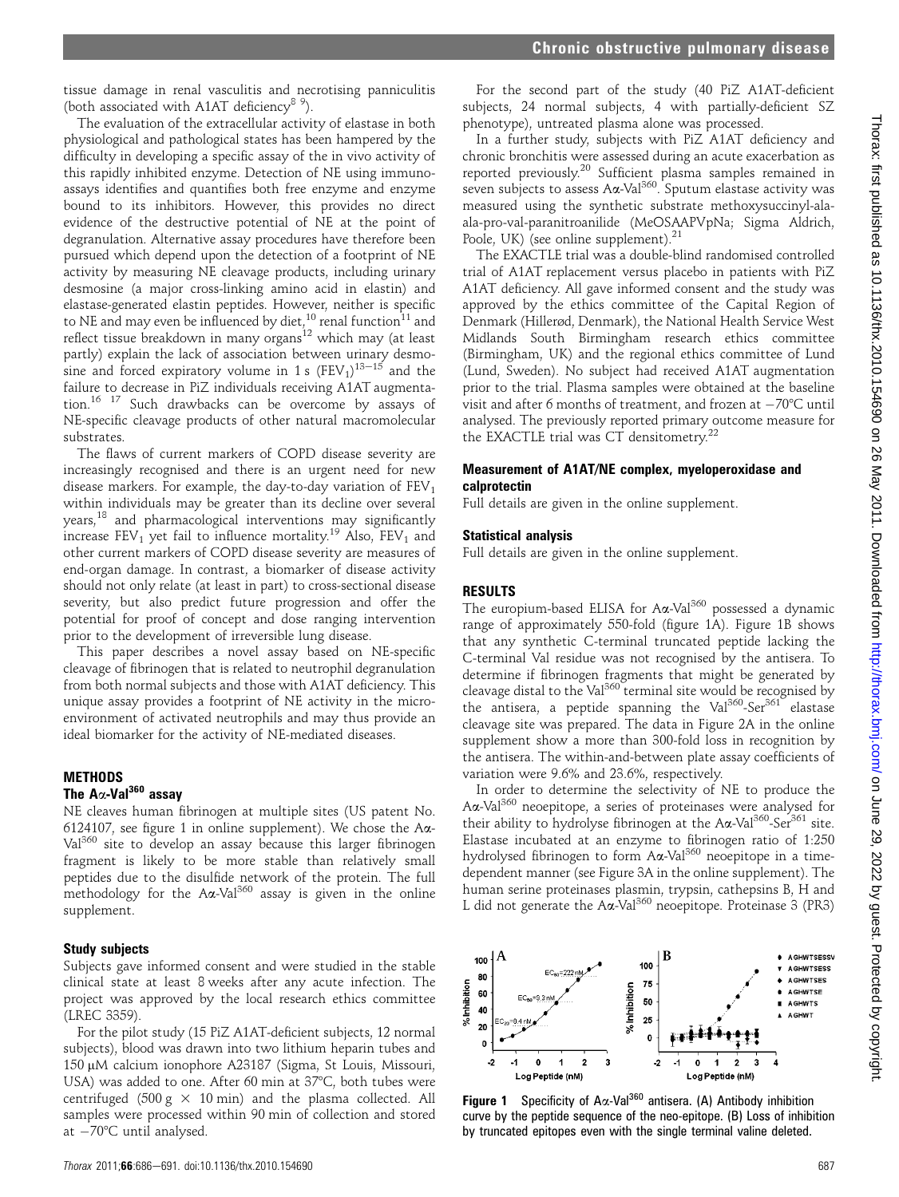tissue damage in renal vasculitis and necrotising panniculitis (both associated with A1AT deficiency[8 9]).

The evaluation of the extracellular activity of elastase in both physiological and pathological states has been hampered by the difficulty in developing a specific assay of the in vivo activity of this rapidly inhibited enzyme. Detection of NE using immunoassays identifies and quantifies both free enzyme and enzyme bound to its inhibitors. However, this provides no direct evidence of the destructive potential of NE at the point of degranulation. Alternative assay procedures have therefore been pursued which depend upon the detection of a footprint of NE activity by measuring NE cleavage products, including urinary desmosine (a major cross-linking amino acid in elastin) and elastase-generated elastin peptides. However, neither is specific to NE and may even be influenced by diet,[10] renal function[11] and reflect tissue breakdown in many organs[12] which may (at least partly) explain the lack of association between urinary desmosine and forced expiratory volume in 1 s ($FEV_1$)[13–15] and the failure to decrease in PiZ individuals receiving A1AT augmentation.[16 17] Such drawbacks can be overcome by assays of NE-specific cleavage products of other natural macromolecular substrates.

The flaws of current markers of COPD disease severity are increasingly recognised and there is an urgent need for new disease markers. For example, the day-to-day variation of $FEV_1$ within individuals may be greater than its decline over several years,[18] and pharmacological interventions may significantly increase $FEV_1$ yet fail to influence mortality.[19] Also, $FEV_1$ and other current markers of COPD disease severity are measures of end-organ damage. In contrast, a biomarker of disease activity should not only relate (at least in part) to cross-sectional disease severity, but also predict future progression and offer the potential for proof of concept and dose ranging intervention prior to the development of irreversible lung disease.

This paper describes a novel assay based on NE-specific cleavage of fibrinogen that is related to neutrophil degranulation from both normal subjects and those with A1AT deficiency. This unique assay provides a footprint of NE activity in the microenvironment of activated neutrophils and may thus provide an ideal biomarker for the activity of NE-mediated diseases.

## METHODS

### The Aα-Val[360] assay

NE cleaves human fibrinogen at multiple sites (US patent No. 6124107, see figure 1 in online supplement). We chose the Aα-Val[360] site to develop an assay because this larger fibrinogen fragment is likely to be more stable than relatively small peptides due to the disulfide network of the protein. The full methodology for the Aα-Val[360] assay is given in the online supplement.

### Study subjects

Subjects gave informed consent and were studied in the stable clinical state at least 8 weeks after any acute infection. The project was approved by the local research ethics committee (LREC 3359).

For the pilot study (15 PiZ A1AT-deficient subjects, 12 normal subjects), blood was drawn into two lithium heparin tubes and 150 μM calcium ionophore A23187 (Sigma, St Louis, Missouri, USA) was added to one. After 60 min at 37°C, both tubes were centrifuged (500 g × 10 min) and the plasma collected. All samples were processed within 90 min of collection and stored at −70°C until analysed.

For the second part of the study (40 PiZ A1AT-deficient subjects, 24 normal subjects, 4 with partially-deficient SZ phenotype), untreated plasma alone was processed.

In a further study, subjects with PiZ A1AT deficiency and chronic bronchitis were assessed during an acute exacerbation as reported previously.[20] Sufficient plasma samples remained in seven subjects to assess Aα-Val[360]. Sputum elastase activity was measured using the synthetic substrate methoxysuccinyl-ala-ala-pro-val-paranitroanilide (MeOSAAPVpNa; Sigma Aldrich, Poole, UK) (see online supplement).[21]

The EXACTLE trial was a double-blind randomised controlled trial of A1AT replacement versus placebo in patients with PiZ A1AT deficiency. All gave informed consent and the study was approved by the ethics committee of the Capital Region of Denmark (Hillerød, Denmark), the National Health Service West Midlands South Birmingham research ethics committee (Birmingham, UK) and the regional ethics committee of Lund (Lund, Sweden). No subject had received A1AT augmentation prior to the trial. Plasma samples were obtained at the baseline visit and after 6 months of treatment, and frozen at −70°C until analysed. The previously reported primary outcome measure for the EXACTLE trial was CT densitometry.[22]

### Measurement of A1AT/NE complex, myeloperoxidase and calprotectin

Full details are given in the online supplement.

### Statistical analysis

Full details are given in the online supplement.

## RESULTS

The europium-based ELISA for Aα-Val[360] possessed a dynamic range of approximately 550-fold (figure 1A). Figure 1B shows that any synthetic C-terminal truncated peptide lacking the C-terminal Val residue was not recognised by the antisera. To determine if fibrinogen fragments that might be generated by cleavage distal to the Val[360] terminal site would be recognised by the antisera, a peptide spanning the Val[360]-Ser[361] elastase cleavage site was prepared. The data in Figure 2A in the online supplement show a more than 300-fold loss in recognition by the antisera. The within-and-between plate assay coefficients of variation were 9.6% and 23.6%, respectively.

In order to determine the selectivity of NE to produce the Aα-Val[360] neoepitope, a series of proteinases were analysed for their ability to hydrolyse fibrinogen at the Aα-Val[360]-Ser[361] site. Elastase incubated at an enzyme to fibrinogen ratio of 1:250 hydrolysed fibrinogen to form Aα-Val[360] neoepitope in a time-dependent manner (see Figure 3A in the online supplement). The human serine proteinases plasmin, trypsin, cathepsins B, H and L did not generate the Aα-Val[360] neoepitope. Proteinase 3 (PR3)

**Figure 1** Specificity of Aα-Val[360] antisera. (A) Antibody inhibition curve by the peptide sequence of the neo-epitope. (B) Loss of inhibition by truncated epitopes even with the single terminal valine deleted.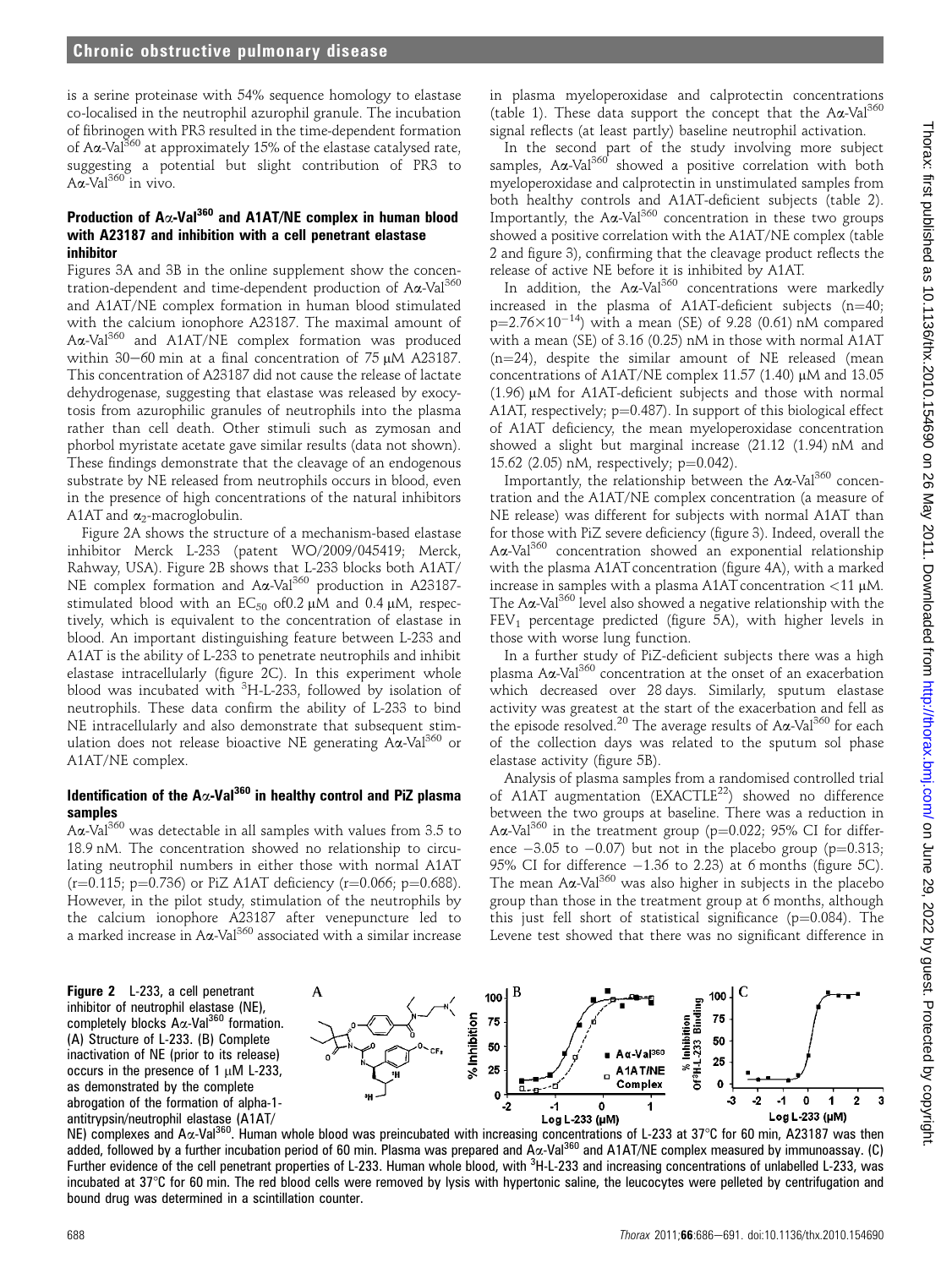is a serine proteinase with 54% sequence homology to elastase co-localised in the neutrophil azurophil granule. The incubation of fibrinogen with PR3 resulted in the time-dependent formation of Aα-Val[360] at approximately 15% of the elastase catalysed rate, suggesting a potential but slight contribution of PR3 to Aα-Val[360] in vivo.

### Production of Aα-Val[360] and A1AT/NE complex in human blood with A23187 and inhibition with a cell penetrant elastase inhibitor

Figures 3A and 3B in the online supplement show the concentration-dependent and time-dependent production of Aα-Val[360] and A1AT/NE complex formation in human blood stimulated with the calcium ionophore A23187. The maximal amount of Aα-Val[360] and A1AT/NE complex formation was produced within 30–60 min at a final concentration of 75 μM A23187. This concentration of A23187 did not cause the release of lactate dehydrogenase, suggesting that elastase was released by exocytosis from azurophilic granules of neutrophils into the plasma rather than cell death. Other stimuli such as zymosan and phorbol myristate acetate gave similar results (data not shown). These findings demonstrate that the cleavage of an endogenous substrate by NE released from neutrophils occurs in blood, even in the presence of high concentrations of the natural inhibitors A1AT and $\alpha_2$-macroglobulin.

Figure 2A shows the structure of a mechanism-based elastase inhibitor Merck L-233 (patent WO/2009/045419; Merck, Rahway, USA). Figure 2B shows that L-233 blocks both A1AT/NE complex formation and Aα-Val[360] production in A23187-stimulated blood with an $EC_{50}$ of0.2 μM and 0.4 μM, respectively, which is equivalent to the concentration of elastase in blood. An important distinguishing feature between L-233 and A1AT is the ability of L-233 to penetrate neutrophils and inhibit elastase intracellularly (figure 2C). In this experiment whole blood was incubated with $^3$H-L-233, followed by isolation of neutrophils. These data confirm the ability of L-233 to bind NE intracellularly and also demonstrate that subsequent stimulation does not release bioactive NE generating Aα-Val[360] or A1AT/NE complex.

### Identification of the Aα-Val[360] in healthy control and PiZ plasma samples

Aα-Val[360] was detectable in all samples with values from 3.5 to 18.9 nM. The concentration showed no relationship to circulating neutrophil numbers in either those with normal A1AT (r=0.115; p=0.736) or PiZ A1AT deficiency (r=0.066; p=0.688). However, in the pilot study, stimulation of the neutrophils by the calcium ionophore A23187 after venepuncture led to a marked increase in Aα-Val[360] associated with a similar increase in plasma myeloperoxidase and calprotectin concentrations (table 1). These data support the concept that the Aα-Val[360] signal reflects (at least partly) baseline neutrophil activation.

In the second part of the study involving more subject samples, Aα-Val[360] showed a positive correlation with both myeloperoxidase and calprotectin in unstimulated samples from both healthy controls and A1AT-deficient subjects (table 2). Importantly, the Aα-Val[360] concentration in these two groups showed a positive correlation with the A1AT/NE complex (table 2 and figure 3), confirming that the cleavage product reflects the release of active NE before it is inhibited by A1AT.

In addition, the Aα-Val[360] concentrations were markedly increased in the plasma of A1AT-deficient subjects (n=40; $p=2.76\times10^{-14}$) with a mean (SE) of 9.28 (0.61) nM compared with a mean (SE) of 3.16 (0.25) nM in those with normal A1AT (n=24), despite the similar amount of NE released (mean concentrations of A1AT/NE complex 11.57 (1.40) μM and 13.05 (1.96) μM for A1AT-deficient subjects and those with normal A1AT, respectively; p=0.487). In support of this biological effect of A1AT deficiency, the mean myeloperoxidase concentration showed a slight but marginal increase (21.12 (1.94) nM and 15.62 (2.05) nM, respectively; p=0.042).

Importantly, the relationship between the Aα-Val[360] concentration and the A1AT/NE complex concentration (a measure of NE release) was different for subjects with normal A1AT than for those with PiZ severe deficiency (figure 3). Indeed, overall the Aα-Val[360] concentration showed an exponential relationship with the plasma A1AT concentration (figure 4A), with a marked increase in samples with a plasma A1AT concentration <11 μM. The Aα-Val[360] level also showed a negative relationship with the $FEV_1$ percentage predicted (figure 5A), with higher levels in those with worse lung function.

In a further study of PiZ-deficient subjects there was a high plasma Aα-Val[360] concentration at the onset of an exacerbation which decreased over 28 days. Similarly, sputum elastase activity was greatest at the start of the exacerbation and fell as the episode resolved.[20] The average results of Aα-Val[360] for each of the collection days was related to the sputum sol phase elastase activity (figure 5B).

Analysis of plasma samples from a randomised controlled trial of A1AT augmentation (EXACTLE[22]) showed no difference between the two groups at baseline. There was a reduction in Aα-Val[360] in the treatment group (p=0.022; 95% CI for difference −3.05 to −0.07) but not in the placebo group (p=0.313; 95% CI for difference −1.36 to 2.23) at 6 months (figure 5C). The mean Aα-Val[360] was also higher in subjects in the placebo group than those in the treatment group at 6 months, although this just fell short of statistical significance (p=0.084). The Levene test showed that there was no significant difference in

**Figure 2** L-233, a cell penetrant inhibitor of neutrophil elastase (NE), completely blocks Aα-Val[360] formation. (A) Structure of L-233. (B) Complete inactivation of NE (prior to its release) occurs in the presence of 1 μM L-233, as demonstrated by the complete abrogation of the formation of alpha-1-antitrypsin/neutrophil elastase (A1AT/NE) complexes and Aα-Val[360]. Human whole blood was preincubated with increasing concentrations of L-233 at 37°C for 60 min, A23187 was then added, followed by a further incubation period of 60 min. Plasma was prepared and Aα-Val[360] and A1AT/NE complex measured by immunoassay. (C) Further evidence of the cell penetrant properties of L-233. Human whole blood, with $^3$H-L-233 and increasing concentrations of unlabelled L-233, was incubated at 37°C for 60 min. The red blood cells were removed by lysis with hypertonic saline, the leucocytes were pelleted by centrifugation and bound drug was determined in a scintillation counter.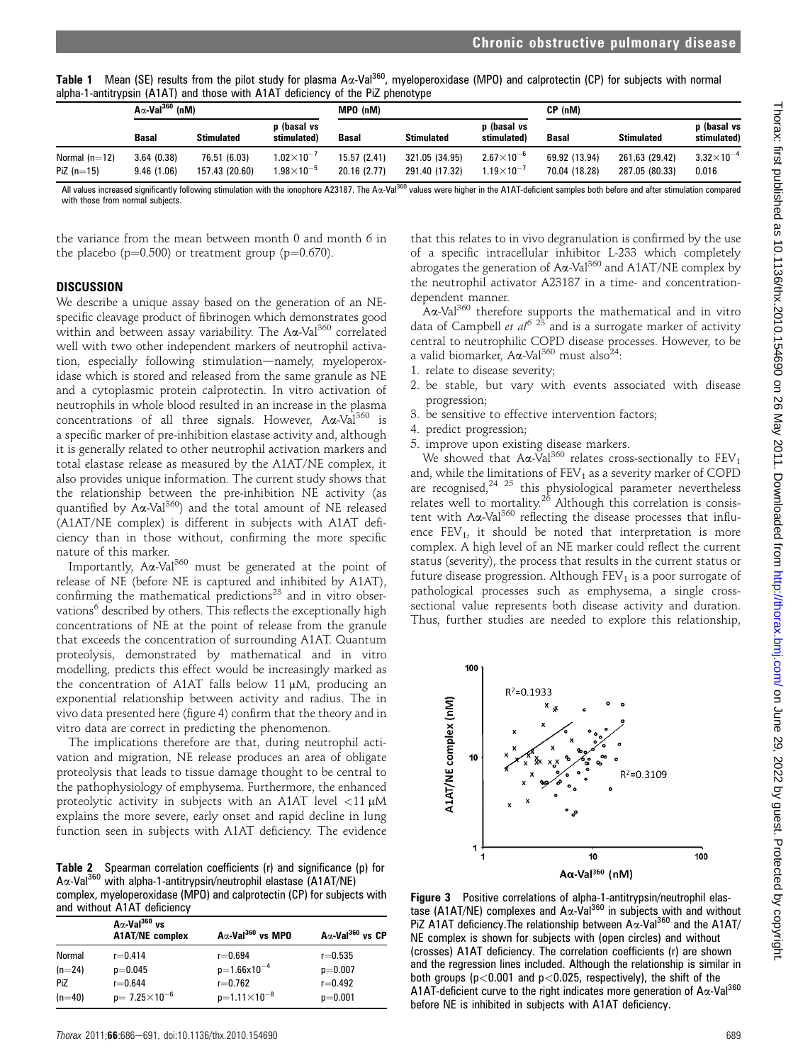**Table 1** Mean (SE) results from the pilot study for plasma Aα-Val[360], myeloperoxidase (MPO) and calprotectin (CP) for subjects with normal alpha-1-antitrypsin (A1AT) and those with A1AT deficiency of the PiZ phenotype

| | Aα-Val[360] (nM) | | | MPO (nM) | | | CP (nM) | | |
|---|---|---|---|---|---|---|---|---|---|
| | Basal | Stimulated | p (basal vs stimulated) | Basal | Stimulated | p (basal vs stimulated) | Basal | Stimulated | p (basal vs stimulated) |
| Normal (n=12) | 3.64 (0.38) | 76.51 (6.03) | $1.02\times10^{-7}$ | 15.57 (2.41) | 321.05 (34.95) | $2.67\times10^{-6}$ | 69.92 (13.94) | 261.63 (29.42) | $3.32\times10^{-4}$ |
| PiZ (n=15) | 9.46 (1.06) | 157.43 (20.60) | $1.98\times10^{-5}$ | 20.16 (2.77) | 291.40 (17.32) | $1.19\times10^{-7}$ | 70.04 (18.28) | 287.05 (80.33) | 0.016 |

All values increased significantly following stimulation with the ionophore A23187. The Aα-Val[360] values were higher in the A1AT-deficient samples both before and after stimulation compared with those from normal subjects.

the variance from the mean between month 0 and month 6 in the placebo (p=0.500) or treatment group (p=0.670).

## DISCUSSION

We describe a unique assay based on the generation of an NE-specific cleavage product of fibrinogen which demonstrates good within and between assay variability. The Aα-Val[360] correlated well with two other independent markers of neutrophil activation, especially following stimulation—namely, myeloperoxidase which is stored and released from the same granule as NE and a cytoplasmic protein calprotectin. In vitro activation of neutrophils in whole blood resulted in an increase in the plasma concentrations of all three signals. However, Aα-Val[360] is a specific marker of pre-inhibition elastase activity and, although it is generally related to other neutrophil activation markers and total elastase release as measured by the A1AT/NE complex, it also provides unique information. The current study shows that the relationship between the pre-inhibition NE activity (as quantified by Aα-Val[360]) and the total amount of NE released (A1AT/NE complex) is different in subjects with A1AT deficiency than in those without, confirming the more specific nature of this marker.

Importantly, Aα-Val[360] must be generated at the point of release of NE (before NE is captured and inhibited by A1AT), confirming the mathematical predictions[23] and in vitro observations[6] described by others. This reflects the exceptionally high concentrations of NE at the point of release from the granule that exceeds the concentration of surrounding A1AT. Quantum proteolysis, demonstrated by mathematical and in vitro modelling, predicts this effect would be increasingly marked as the concentration of A1AT falls below 11 μM, producing an exponential relationship between activity and radius. The in vivo data presented here (figure 4) confirm that the theory and in vitro data are correct in predicting the phenomenon.

The implications therefore are that, during neutrophil activation and migration, NE release produces an area of obligate proteolysis that leads to tissue damage thought to be central to the pathophysiology of emphysema. Furthermore, the enhanced proteolytic activity in subjects with an A1AT level <11 μM explains the more severe, early onset and rapid decline in lung function seen in subjects with A1AT deficiency. The evidence that this relates to in vivo degranulation is confirmed by the use of a specific intracellular inhibitor L-233 which completely abrogates the generation of Aα-Val[360] and A1AT/NE complex by the neutrophil activator A23187 in a time- and concentration-dependent manner.

Aα-Val[360] therefore supports the mathematical and in vitro data of Campbell *et al*[6 23] and is a surrogate marker of activity central to neutrophilic COPD disease processes. However, to be a valid biomarker, Aα-Val[360] must also[24]:

1. relate to disease severity;
2. be stable, but vary with events associated with disease progression;
3. be sensitive to effective intervention factors;
4. predict progression;
5. improve upon existing disease markers.

We showed that Aα-Val[360] relates cross-sectionally to $FEV_1$ and, while the limitations of $FEV_1$ as a severity marker of COPD are recognised,[24 25] this physiological parameter nevertheless relates well to mortality.[26] Although this correlation is consistent with Aα-Val[360] reflecting the disease processes that influence $FEV_1$, it should be noted that interpretation is more complex. A high level of an NE marker could reflect the current status (severity), the process that results in the current status or future disease progression. Although $FEV_1$ is a poor surrogate of pathological processes such as emphysema, a single cross-sectional value represents both disease activity and duration. Thus, further studies are needed to explore this relationship,

**Table 2** Spearman correlation coefficients (r) and significance (p) for Aα-Val[360] with alpha-1-antitrypsin/neutrophil elastase (A1AT/NE) complex, myeloperoxidase (MPO) and calprotectin (CP) for subjects with and without A1AT deficiency

| | Aα-Val[360] vs A1AT/NE complex | Aα-Val[360] vs MPO | Aα-Val[360] vs CP |
|---|---|---|---|
| Normal | r=0.414 | r=0.694 | r=0.535 |
| (n=24) | p=0.045 | p=$1.66\times10^{-4}$ | p=0.007 |
| PiZ | r=0.644 | r=0.762 | r=0.492 |
| (n=40) | p= $7.25\times10^{-6}$ | p=$1.11\times10^{-8}$ | p=0.001 |

**Figure 3** Positive correlations of alpha-1-antitrypsin/neutrophil elastase (A1AT/NE) complexes and Aα-Val[360] in subjects with and without PiZ A1AT deficiency. The relationship between Aα-Val[360] and the A1AT/NE complex is shown for subjects with (open circles) and without (crosses) A1AT deficiency. The correlation coefficients (r) are shown and the regression lines included. Although the relationship is similar in both groups (p<0.001 and p<0.025, respectively), the shift of the A1AT-deficient curve to the right indicates more generation of Aα-Val[360] before NE is inhibited in subjects with A1AT deficiency.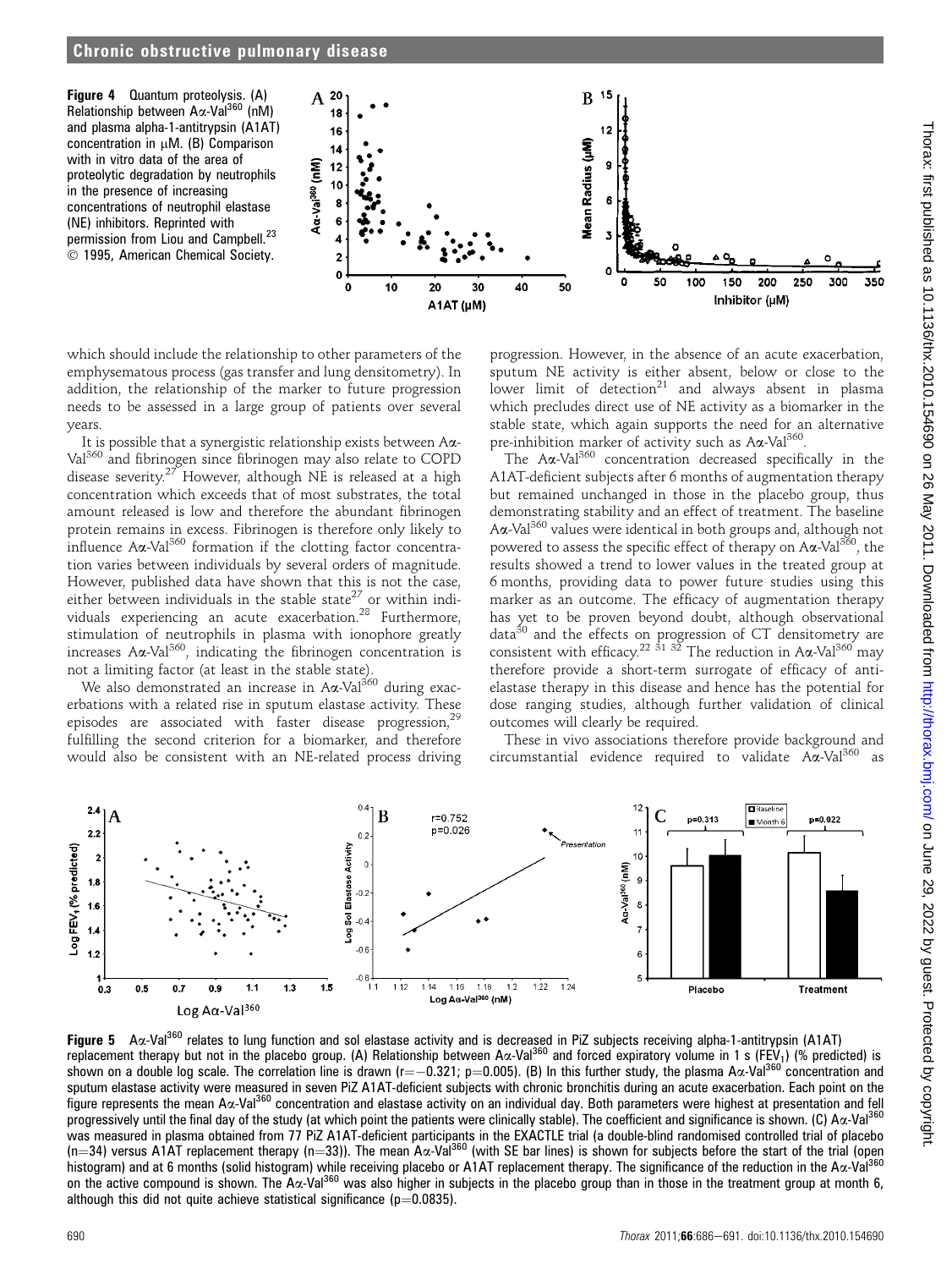**Figure 4** Quantum proteolysis. (A) Relationship between Aα-Val[360] (nM) and plasma alpha-1-antitrypsin (A1AT) concentration in μM. (B) Comparison with in vitro data of the area of proteolytic degradation by neutrophils in the presence of increasing concentrations of neutrophil elastase (NE) inhibitors. Reprinted with permission from Liou and Campbell.[23] © 1995, American Chemical Society.

which should include the relationship to other parameters of the emphysematous process (gas transfer and lung densitometry). In addition, the relationship of the marker to future progression needs to be assessed in a large group of patients over several years.

It is possible that a synergistic relationship exists between Aα-Val[360] and fibrinogen since fibrinogen may also relate to COPD disease severity.[27] However, although NE is released at a high concentration which exceeds that of most substrates, the total amount released is low and therefore the abundant fibrinogen protein remains in excess. Fibrinogen is therefore only likely to influence Aα-Val[360] formation if the clotting factor concentration varies between individuals by several orders of magnitude. However, published data have shown that this is not the case, either between individuals in the stable state[27] or within individuals experiencing an acute exacerbation.[28] Furthermore, stimulation of neutrophils in plasma with ionophore greatly increases Aα-Val[360], indicating the fibrinogen concentration is not a limiting factor (at least in the stable state).

We also demonstrated an increase in Aα-Val[360] during exacerbations with a related rise in sputum elastase activity. These episodes are associated with faster disease progression,[29] fulfilling the second criterion for a biomarker, and therefore would also be consistent with an NE-related process driving progression. However, in the absence of an acute exacerbation, sputum NE activity is either absent, below or close to the lower limit of detection[21] and always absent in plasma which precludes direct use of NE activity as a biomarker in the stable state, which again supports the need for an alternative pre-inhibition marker of activity such as Aα-Val[360].

The Aα-Val[360] concentration decreased specifically in the A1AT-deficient subjects after 6 months of augmentation therapy but remained unchanged in those in the placebo group, thus demonstrating stability and an effect of treatment. The baseline Aα-Val[360] values were identical in both groups and, although not powered to assess the specific effect of therapy on Aα-Val[360], the results showed a trend to lower values in the treated group at 6 months, providing data to power future studies using this marker as an outcome. The efficacy of augmentation therapy has yet to be proven beyond doubt, although observational data[30] and the effects on progression of CT densitometry are consistent with efficacy.[22 31 32] The reduction in Aα-Val[360] may therefore provide a short-term surrogate of efficacy of anti-elastase therapy in this disease and hence has the potential for dose ranging studies, although further validation of clinical outcomes will clearly be required.

These in vivo associations therefore provide background and circumstantial evidence required to validate Aα-Val[360] as

**Figure 5** Aα-Val[360] relates to lung function and sol elastase activity and is decreased in PiZ subjects receiving alpha-1-antitrypsin (A1AT) replacement therapy but not in the placebo group. (A) Relationship between Aα-Val[360] and forced expiratory volume in 1 s ($FEV_1$) (% predicted) is shown on a double log scale. The correlation line is drawn ($r=-0.321$; $p=0.005$). (B) In this further study, the plasma Aα-Val[360] concentration and sputum elastase activity were measured in seven PiZ A1AT-deficient subjects with chronic bronchitis during an acute exacerbation. Each point on the figure represents the mean Aα-Val[360] concentration and elastase activity on an individual day. Both parameters were highest at presentation and fell progressively until the final day of the study (at which point the patients were clinically stable). The coefficient and significance is shown. (C) Aα-Val[360] was measured in plasma obtained from 77 PiZ A1AT-deficient participants in the EXACTLE trial (a double-blind randomised controlled trial of placebo ($n=34$) versus A1AT replacement therapy ($n=33$)). The mean Aα-Val[360] (with SE bar lines) is shown for subjects before the start of the trial (open histogram) and at 6 months (solid histogram) while receiving placebo or A1AT replacement therapy. The significance of the reduction in the Aα-Val[360] on the active compound is shown. The Aα-Val[360] was also higher in subjects in the placebo group than in those in the treatment group at month 6, although this did not quite achieve statistical significance ($p=0.0835$).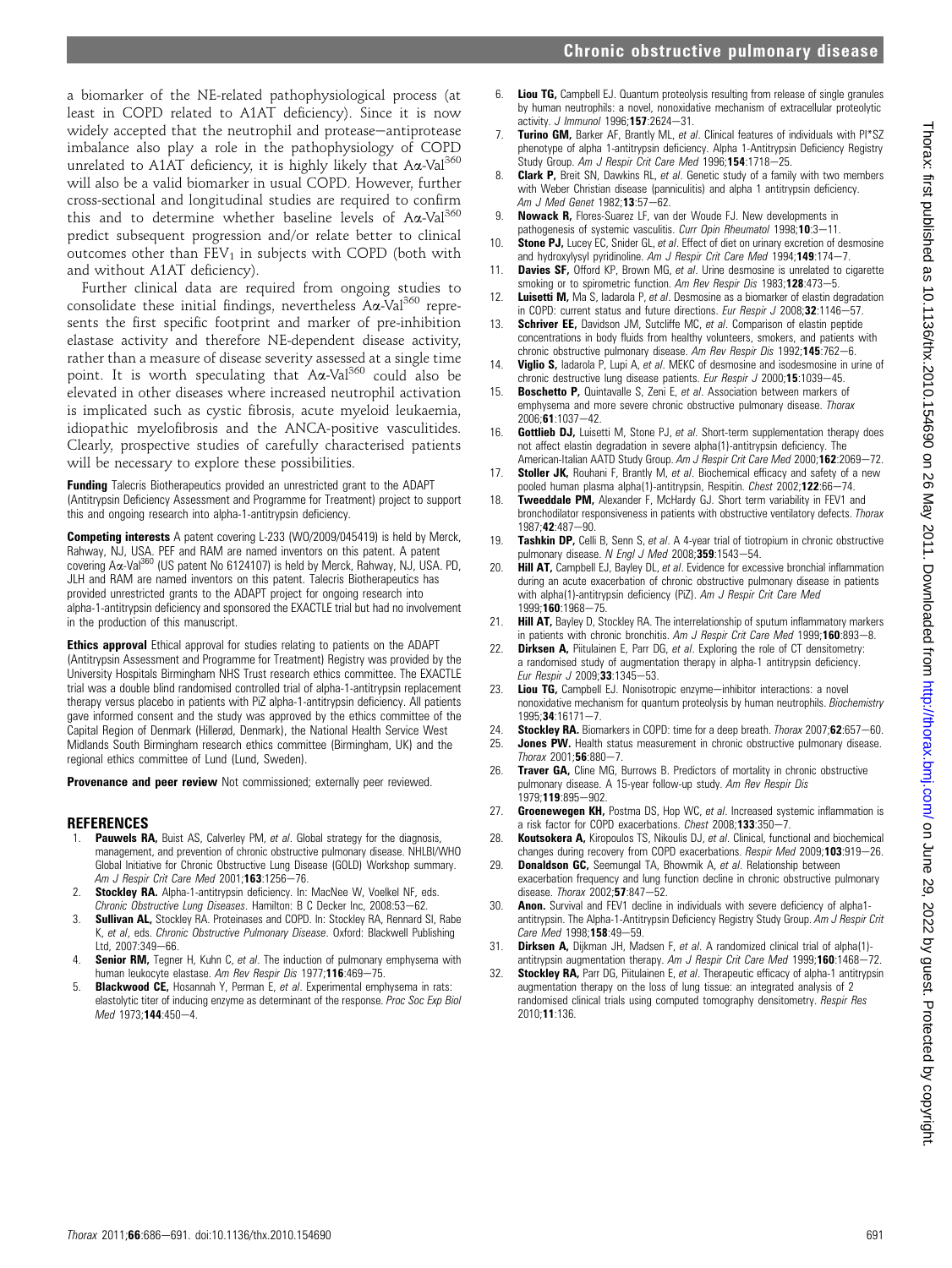a biomarker of the NE-related pathophysiological process (at least in COPD related to A1AT deficiency). Since it is now widely accepted that the neutrophil and protease–antiprotease imbalance also play a role in the pathophysiology of COPD unrelated to A1AT deficiency, it is highly likely that Aα-Val[360] will also be a valid biomarker in usual COPD. However, further cross-sectional and longitudinal studies are required to confirm this and to determine whether baseline levels of Aα-Val[360] predict subsequent progression and/or relate better to clinical outcomes other than $FEV_1$ in subjects with COPD (both with and without A1AT deficiency).

Further clinical data are required from ongoing studies to consolidate these initial findings, nevertheless Aα-Val[360] represents the first specific footprint and marker of pre-inhibition elastase activity and therefore NE-dependent disease activity, rather than a measure of disease severity assessed at a single time point. It is worth speculating that Aα-Val[360] could also be elevated in other diseases where increased neutrophil activation is implicated such as cystic fibrosis, acute myeloid leukaemia, idiopathic myelofibrosis and the ANCA-positive vasculitides. Clearly, prospective studies of carefully characterised patients will be necessary to explore these possibilities.

**Funding** Talecris Biotherapeutics provided an unrestricted grant to the ADAPT (Antitrypsin Deficiency Assessment and Programme for Treatment) project to support this and ongoing research into alpha-1-antitrypsin deficiency.

**Competing interests** A patent covering L-233 (WO/2009/045419) is held by Merck, Rahway, NJ, USA. PEF and RAM are named inventors on this patent. A patent covering Aα-Val[360] (US patent No 6124107) is held by Merck, Rahway, NJ, USA. PD, JLH and RAM are named inventors on this patent. Talecris Biotherapeutics has provided unrestricted grants to the ADAPT project for ongoing research into alpha-1-antitrypsin deficiency and sponsored the EXACTLE trial but had no involvement in the production of this manuscript.

**Ethics approval** Ethical approval for studies relating to patients on the ADAPT (Antitrypsin Assessment and Programme for Treatment) Registry was provided by the University Hospitals Birmingham NHS Trust research ethics committee. The EXACTLE trial was a double blind randomised controlled trial of alpha-1-antitrypsin replacement therapy versus placebo in patients with PiZ alpha-1-antitrypsin deficiency. All patients gave informed consent and the study was approved by the ethics committee of the Capital Region of Denmark (Hillerød, Denmark), the National Health Service West Midlands South Birmingham research ethics committee (Birmingham, UK) and the regional ethics committee of Lund (Lund, Sweden).

**Provenance and peer review** Not commissioned; externally peer reviewed.

## REFERENCES

1. **Pauwels RA,** Buist AS, Calverley PM, *et al*. Global strategy for the diagnosis, management, and prevention of chronic obstructive pulmonary disease. NHLBI/WHO Global Initiative for Chronic Obstructive Lung Disease (GOLD) Workshop summary. *Am J Respir Crit Care Med* 2001;**163**:1256–76.
2. **Stockley RA.** Alpha-1-antitrypsin deficiency. In: MacNee W, Voelkel NF, eds. *Chronic Obstructive Lung Diseases*. Hamilton: B C Decker Inc, 2008:53–62.
3. **Sullivan AL,** Stockley RA. Proteinases and COPD. In: Stockley RA, Rennard SI, Rabe K, *et al*, eds. *Chronic Obstructive Pulmonary Disease*. Oxford: Blackwell Publishing Ltd, 2007:349–66.
4. **Senior RM,** Tegner H, Kuhn C, *et al*. The induction of pulmonary emphysema with human leukocyte elastase. *Am Rev Respir Dis* 1977;**116**:469–75.
5. **Blackwood CE,** Hosannah Y, Perman E, *et al*. Experimental emphysema in rats: elastolytic titer of inducing enzyme as determinant of the response. *Proc Soc Exp Biol Med* 1973;**144**:450–4.
6. **Liou TG,** Campbell EJ. Quantum proteolysis resulting from release of single granules by human neutrophils: a novel, nonoxidative mechanism of extracellular proteolytic activity. *J Immunol* 1996;**157**:2624–31.
7. **Turino GM,** Barker AF, Brantly ML, *et al*. Clinical features of individuals with PI*SZ phenotype of alpha 1-antitrypsin deficiency. Alpha 1-Antitrypsin Deficiency Registry Study Group. *Am J Respir Crit Care Med* 1996;**154**:1718–25.
8. **Clark P,** Breit SN, Dawkins RL, *et al*. Genetic study of a family with two members with Weber Christian disease (panniculitis) and alpha 1 antitrypsin deficiency. *Am J Med Genet* 1982;**13**:57–62.
9. **Nowack R,** Flores-Suarez LF, van der Woude FJ. New developments in pathogenesis of systemic vasculitis. *Curr Opin Rheumatol* 1998;**10**:3–11.
10. **Stone PJ,** Lucey EC, Snider GL, *et al*. Effect of diet on urinary excretion of desmosine and hydroxylysyl pyridinoline. *Am J Respir Crit Care Med* 1994;**149**:174–7.
11. **Davies SF,** Offord KP, Brown MG, *et al*. Urine desmosine is unrelated to cigarette smoking or to spirometric function. *Am Rev Respir Dis* 1983;**128**:473–5.
12. **Luisetti M,** Ma S, Iadarola P, *et al*. Desmosine as a biomarker of elastin degradation in COPD: current status and future directions. *Eur Respir J* 2008;**32**:1146–57.
13. **Schriver EE,** Davidson JM, Sutcliffe MC, *et al*. Comparison of elastin peptide concentrations in body fluids from healthy volunteers, smokers, and patients with chronic obstructive pulmonary disease. *Am Rev Respir Dis* 1992;**145**:762–6.
14. **Viglio S,** Iadarola P, Lupi A, *et al*. MEKC of desmosine and isodesmosine in urine of chronic destructive lung disease patients. *Eur Respir J* 2000;**15**:1039–45.
15. **Boschetto P,** Quintavalle S, Zeni E, *et al*. Association between markers of emphysema and more severe chronic obstructive pulmonary disease. *Thorax* 2006;**61**:1037–42.
16. **Gottlieb DJ,** Luisetti M, Stone PJ, *et al*. Short-term supplementation therapy does not affect elastin degradation in severe alpha(1)-antitrypsin deficiency. The American-Italian AATD Study Group. *Am J Respir Crit Care Med* 2000;**162**:2069–72.
17. **Stoller JK,** Rouhani F, Brantly M, *et al*. Biochemical efficacy and safety of a new pooled human plasma alpha(1)-antitrypsin, Respitin. *Chest* 2002;**122**:66–74.
18. **Tweeddale PM,** Alexander F, McHardy GJ. Short term variability in FEV1 and bronchodilator responsiveness in patients with obstructive ventilatory defects. *Thorax* 1987;**42**:487–90.
19. **Tashkin DP,** Celli B, Senn S, *et al*. A 4-year trial of tiotropium in chronic obstructive pulmonary disease. *N Engl J Med* 2008;**359**:1543–54.
20. **Hill AT,** Campbell EJ, Bayley DL, *et al*. Evidence for excessive bronchial inflammation during an acute exacerbation of chronic obstructive pulmonary disease in patients with alpha(1)-antitrypsin deficiency (PiZ). *Am J Respir Crit Care Med* 1999;**160**:1968–75.
21. **Hill AT,** Bayley D, Stockley RA. The interrelationship of sputum inflammatory markers in patients with chronic bronchitis. *Am J Respir Crit Care Med* 1999;**160**:893–8.
22. **Dirksen A,** Piitulainen E, Parr DG, *et al*. Exploring the role of CT densitometry: a randomised study of augmentation therapy in alpha1-antitrypsin deficiency. *Eur Respir J* 2009;**33**:1345–53.
23. **Liou TG,** Campbell EJ. Nonisotropic enzyme–inhibitor interactions: a novel nonoxidative mechanism for quantum proteolysis by human neutrophils. *Biochemistry* 1995;**34**:16171–7.
24. **Stockley RA.** Biomarkers in COPD: time for a deep breath. *Thorax* 2007;**62**:657–60.
25. **Jones PW.** Health status measurement in chronic obstructive pulmonary disease. *Thorax* 2001;**56**:880–7.
26. **Traver GA,** Cline MG, Burrows B. Predictors of mortality in chronic obstructive pulmonary disease. A 15-year follow-up study. *Am Rev Respir Dis* 1979;**119**:895–902.
27. **Groenewegen KH,** Postma DS, Hop WC, *et al*. Increased systemic inflammation is a risk factor for COPD exacerbations. *Chest* 2008;**133**:350–7.
28. **Koutsokera A,** Kiropoulos TS, Nikoulis DJ, *et al*. Clinical, functional and biochemical changes during recovery from COPD exacerbations. *Respir Med* 2009;**103**:919–26.
29. **Donaldson GC,** Seemungal TA, Bhowmik A, *et al*. Relationship between exacerbation frequency and lung function decline in chronic obstructive pulmonary disease. *Thorax* 2002;**57**:847–52.
30. **Anon.** Survival and FEV1 decline in individuals with severe deficiency of alpha1-antitrypsin. The Alpha-1-Antitrypsin Deficiency Registry Study Group. *Am J Respir Crit Care Med* 1998;**158**:49–59.
31. **Dirksen A,** Dijkman JH, Madsen F, *et al*. A randomized clinical trial of alpha(1)-antitrypsin augmentation therapy. *Am J Respir Crit Care Med* 1999;**160**:1468–72.
32. **Stockley RA,** Parr DG, Piitulainen E, *et al*. Therapeutic efficacy of alpha-1 antitrypsin augmentation therapy on the loss of lung tissue: an integrated analysis of 2 randomised clinical trials using computed tomography densitometry. *Respir Res* 2010;**11**:136.